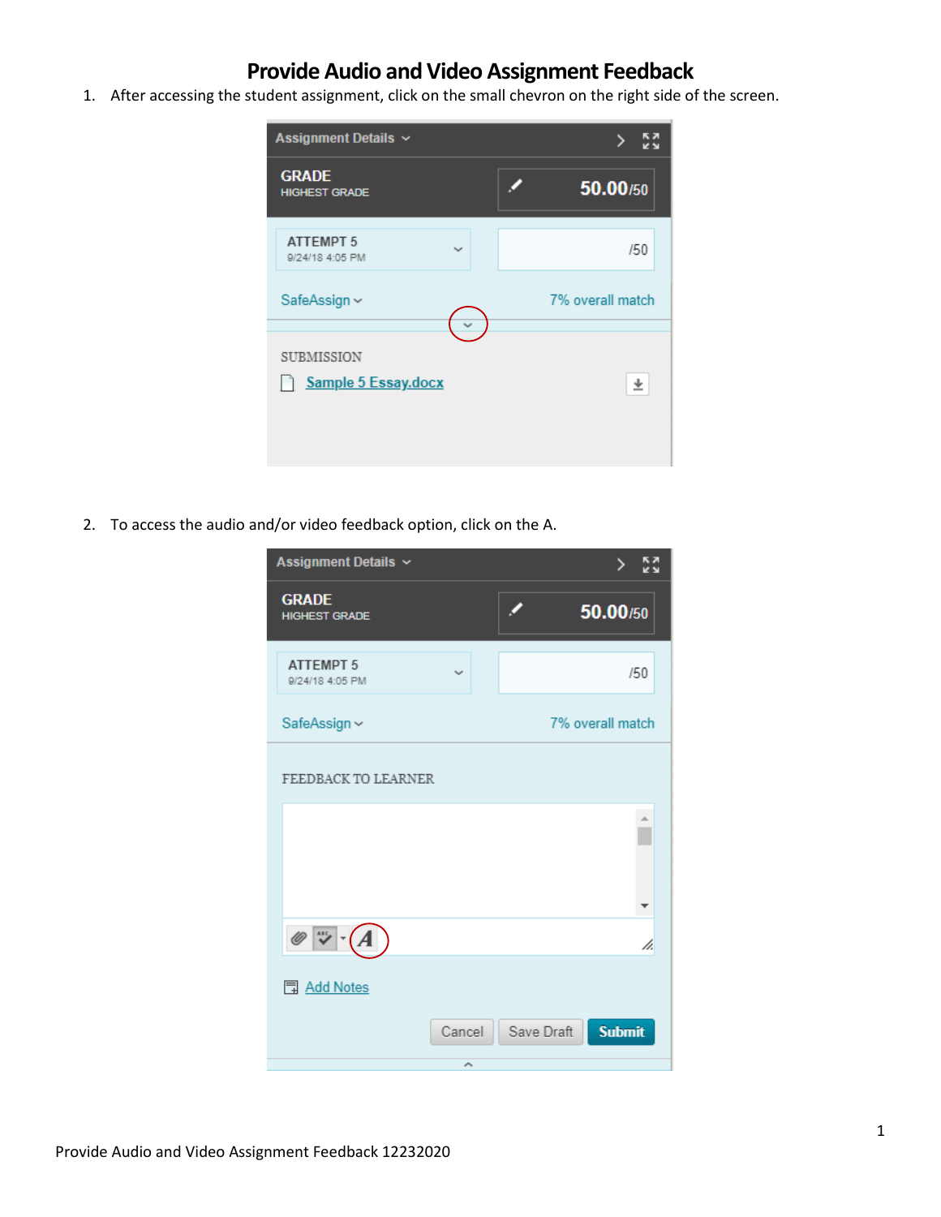# Provide Audio and Video Assignment Feedback

1. After accessing the student assignment, click on the small chevron on the right side of the screen.

2. To access the audio and/or video feedback option, click on the A.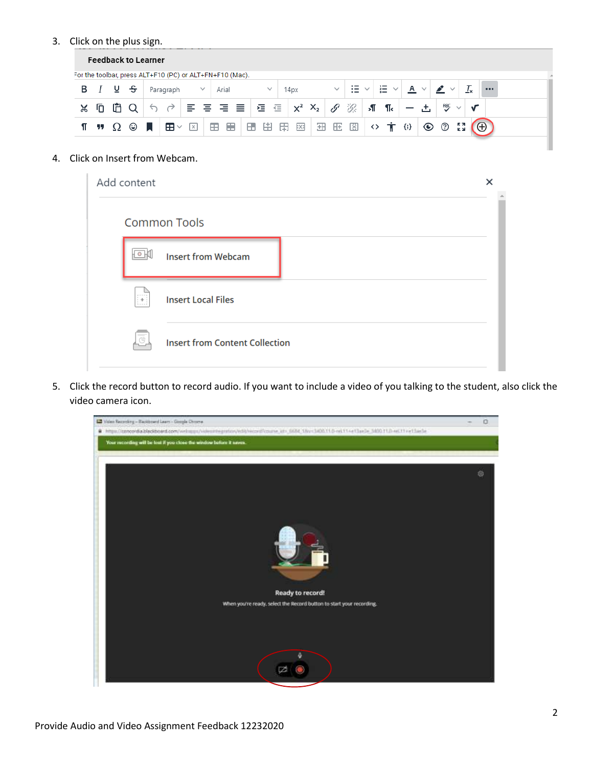3. Click on the plus sign.

4. Click on Insert from Webcam.

5. Click the record button to record audio. If you want to include a video of you talking to the student, also click the video camera icon.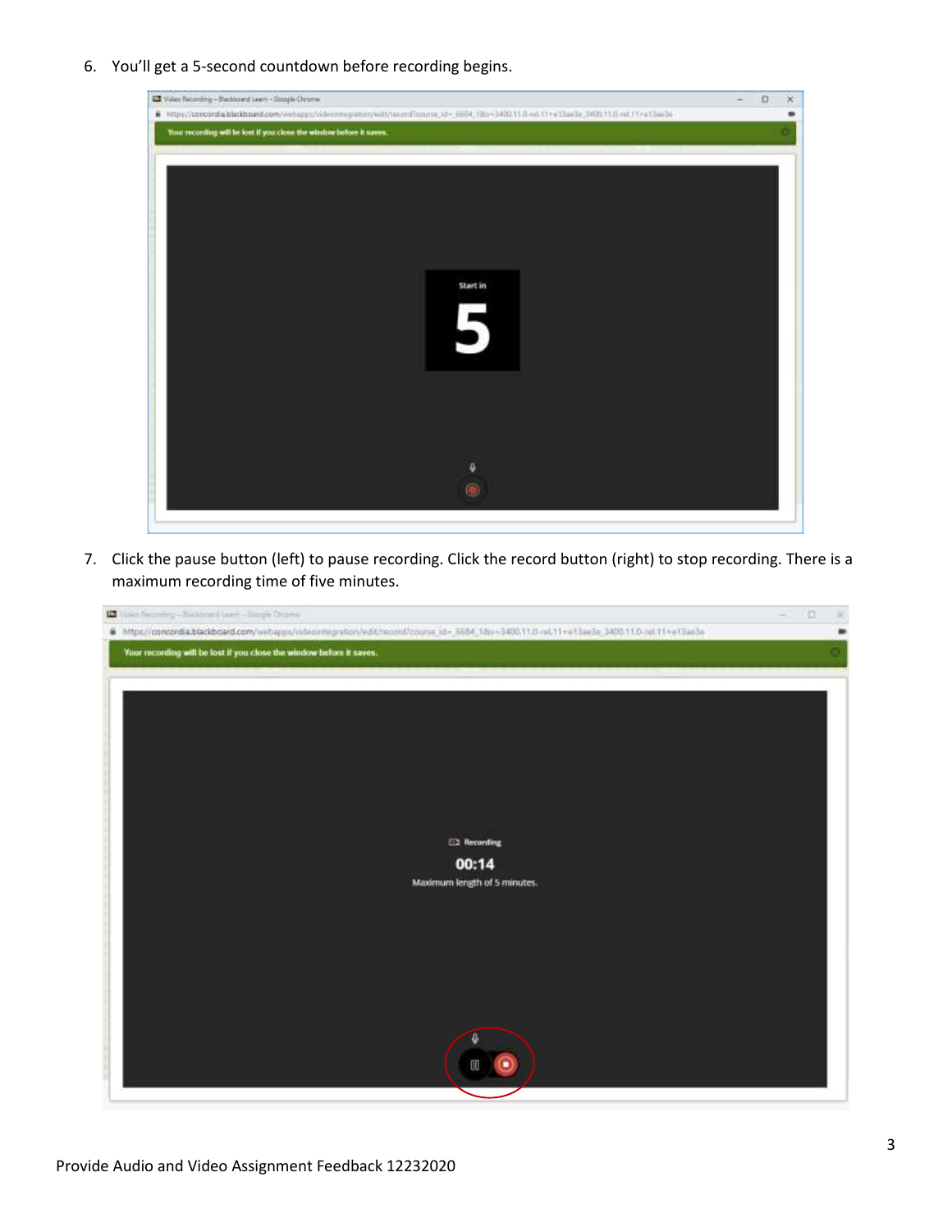6. You'll get a 5-second countdown before recording begins.

7. Click the pause button (left) to pause recording. Click the record button (right) to stop recording. There is a maximum recording time of five minutes.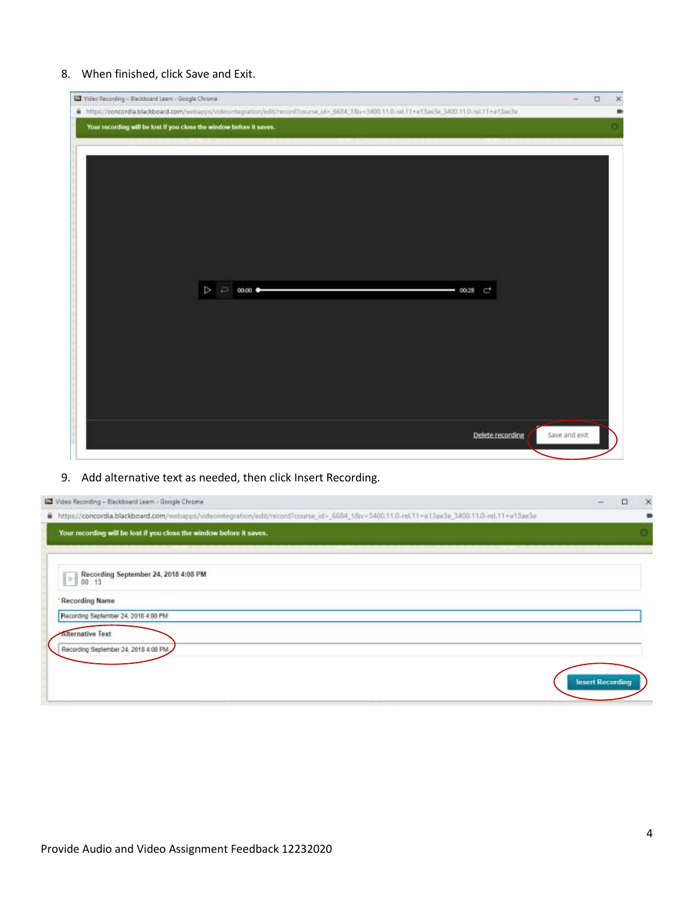8. When finished, click Save and Exit.

9. Add alternative text as needed, then click Insert Recording.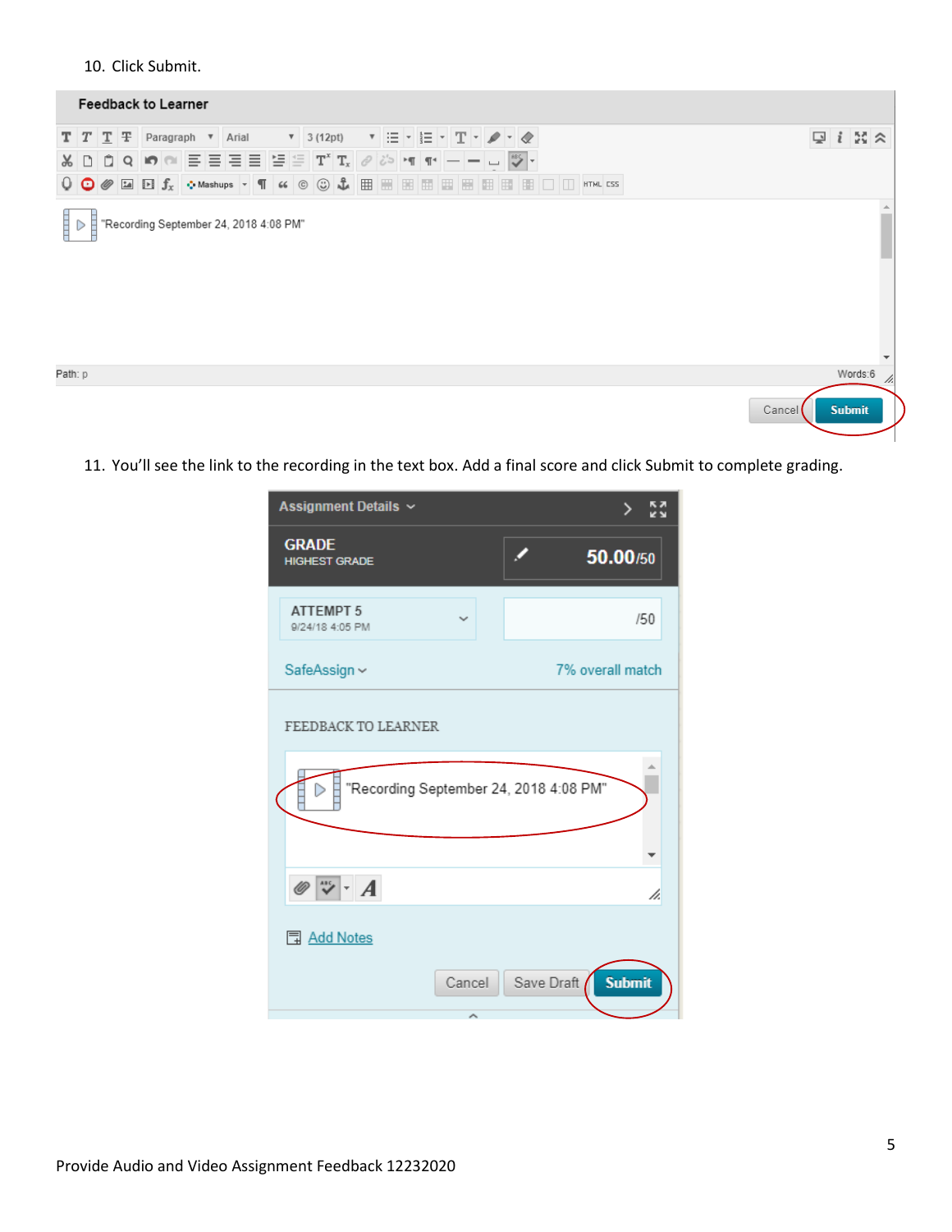10. Click Submit.

11. You'll see the link to the recording in the text box. Add a final score and click Submit to complete grading.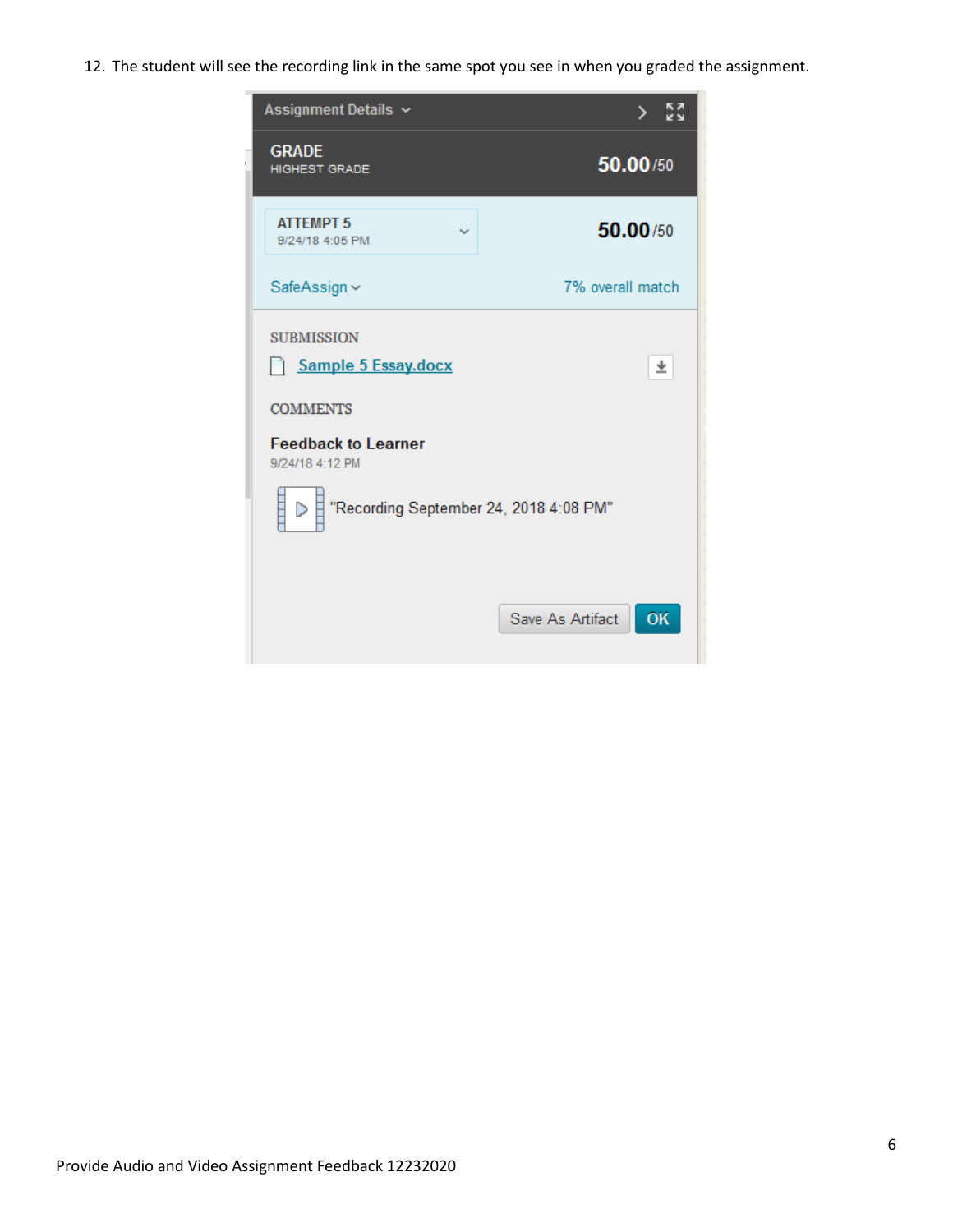12. The student will see the recording link in the same spot you see in when you graded the assignment.

Assignment Details

GRADE
HIGHEST GRADE
50.00 /50

ATTEMPT 5
9/24/18 4:05 PM
50.00 /50

SafeAssign
7% overall match

SUBMISSION
Sample 5 Essay.docx

COMMENTS

Feedback to Learner
9/24/18 4:12 PM

"Recording September 24, 2018 4:08 PM"

Save As Artifact
OK